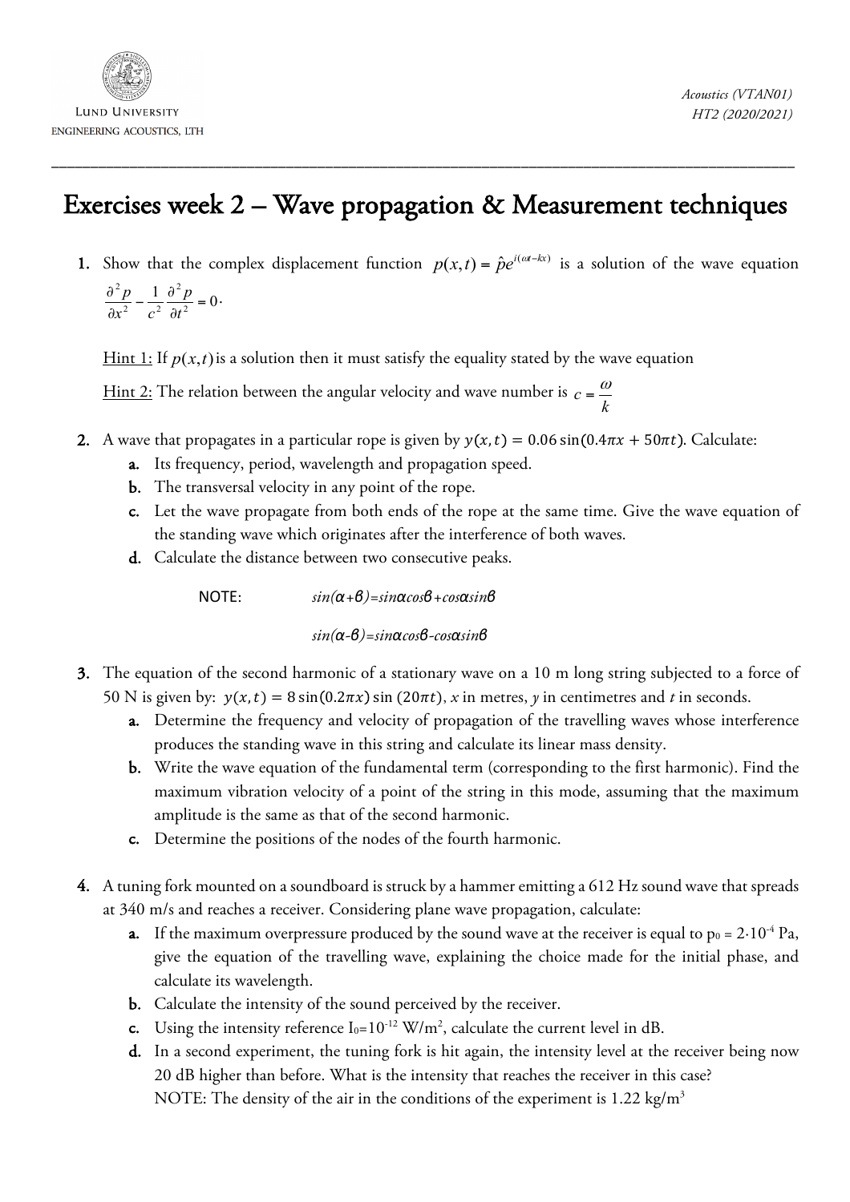# Exercises week 2 – Wave propagation & Measurement techniques

1. Show that the complex displacement function $p(x,t) = \hat{p}e^{i(\omega t - kx)}$ is a solution of the wave equation $\frac{\partial^2 p}{\partial x^2} - \frac{1}{c^2}\frac{\partial^2 p}{\partial t^2} = 0$.

   Hint 1: If $p(x,t)$ is a solution then it must satisfy the equality stated by the wave equation

   Hint 2: The relation between the angular velocity and wave number is $c = \frac{\omega}{k}$

2. A wave that propagates in a particular rope is given by $y(x,t) = 0.06\sin(0.4\pi x + 50\pi t)$. Calculate:
   a. Its frequency, period, wavelength and propagation speed.
   b. The transversal velocity in any point of the rope.
   c. Let the wave propagate from both ends of the rope at the same time. Give the wave equation of the standing wave which originates after the interference of both waves.
   d. Calculate the distance between two consecutive peaks.

   NOTE: $\sin(\alpha+\beta)=\sin\alpha\cos\beta+\cos\alpha\sin\beta$

   $\sin(\alpha-\beta)=\sin\alpha\cos\beta-\cos\alpha\sin\beta$

3. The equation of the second harmonic of a stationary wave on a 10 m long string subjected to a force of 50 N is given by: $y(x,t) = 8\sin(0.2\pi x)\sin(20\pi t)$, $x$ in metres, $y$ in centimetres and $t$ in seconds.
   a. Determine the frequency and velocity of propagation of the travelling waves whose interference produces the standing wave in this string and calculate its linear mass density.
   b. Write the wave equation of the fundamental term (corresponding to the first harmonic). Find the maximum vibration velocity of a point of the string in this mode, assuming that the maximum amplitude is the same as that of the second harmonic.
   c. Determine the positions of the nodes of the fourth harmonic.

4. A tuning fork mounted on a soundboard is struck by a hammer emitting a 612 Hz sound wave that spreads at 340 m/s and reaches a receiver. Considering plane wave propagation, calculate:
   a. If the maximum overpressure produced by the sound wave at the receiver is equal to $p_0 = 2\cdot10^{-4}$ Pa, give the equation of the travelling wave, explaining the choice made for the initial phase, and calculate its wavelength.
   b. Calculate the intensity of the sound perceived by the receiver.
   c. Using the intensity reference $I_0=10^{-12}$ W/m$^2$, calculate the current level in dB.
   d. In a second experiment, the tuning fork is hit again, the intensity level at the receiver being now 20 dB higher than before. What is the intensity that reaches the receiver in this case?
   NOTE: The density of the air in the conditions of the experiment is 1.22 kg/m$^3$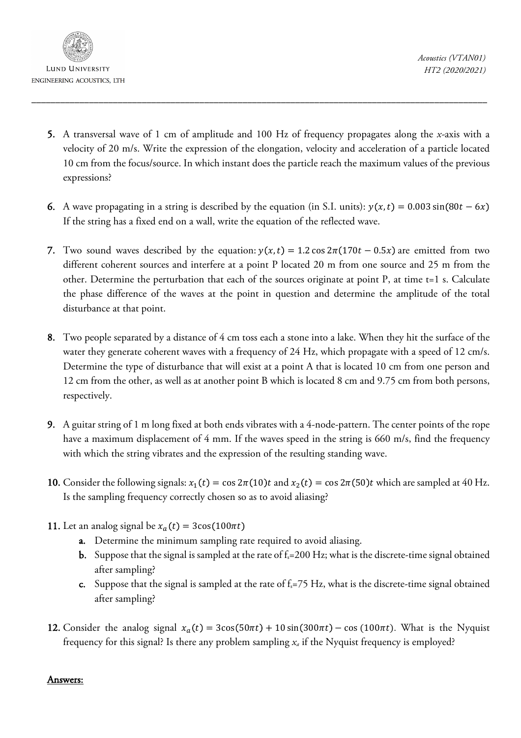5. A transversal wave of 1 cm of amplitude and 100 Hz of frequency propagates along the *x*-axis with a velocity of 20 m/s. Write the expression of the elongation, velocity and acceleration of a particle located 10 cm from the focus/source. In which instant does the particle reach the maximum values of the previous expressions?

6. A wave propagating in a string is described by the equation (in S.I. units): $y(x,t) = 0.003\sin(80t - 6x)$ If the string has a fixed end on a wall, write the equation of the reflected wave.

7. Two sound waves described by the equation: $y(x,t) = 1.2\cos 2\pi(170t - 0.5x)$ are emitted from two different coherent sources and interfere at a point P located 20 m from one source and 25 m from the other. Determine the perturbation that each of the sources originate at point P, at time t=1 s. Calculate the phase difference of the waves at the point in question and determine the amplitude of the total disturbance at that point.

8. Two people separated by a distance of 4 cm toss each a stone into a lake. When they hit the surface of the water they generate coherent waves with a frequency of 24 Hz, which propagate with a speed of 12 cm/s. Determine the type of disturbance that will exist at a point A that is located 10 cm from one person and 12 cm from the other, as well as at another point B which is located 8 cm and 9.75 cm from both persons, respectively.

9. A guitar string of 1 m long fixed at both ends vibrates with a 4-node-pattern. The center points of the rope have a maximum displacement of 4 mm. If the waves speed in the string is 660 m/s, find the frequency with which the string vibrates and the expression of the resulting standing wave.

10. Consider the following signals: $x_1(t) = \cos 2\pi(10)t$ and $x_2(t) = \cos 2\pi(50)t$ which are sampled at 40 Hz. Is the sampling frequency correctly chosen so as to avoid aliasing?

11. Let an analog signal be $x_a(t) = 3\cos(100\pi t)$
    a. Determine the minimum sampling rate required to avoid aliasing.
    b. Suppose that the signal is sampled at the rate of $f_s$=200 Hz; what is the discrete-time signal obtained after sampling?
    c. Suppose that the signal is sampled at the rate of $f_s$=75 Hz, what is the discrete-time signal obtained after sampling?

12. Consider the analog signal $x_a(t) = 3\cos(50\pi t) + 10\sin(300\pi t) - \cos(100\pi t)$. What is the Nyquist frequency for this signal? Is there any problem sampling $x_a$ if the Nyquist frequency is employed?

**Answers:**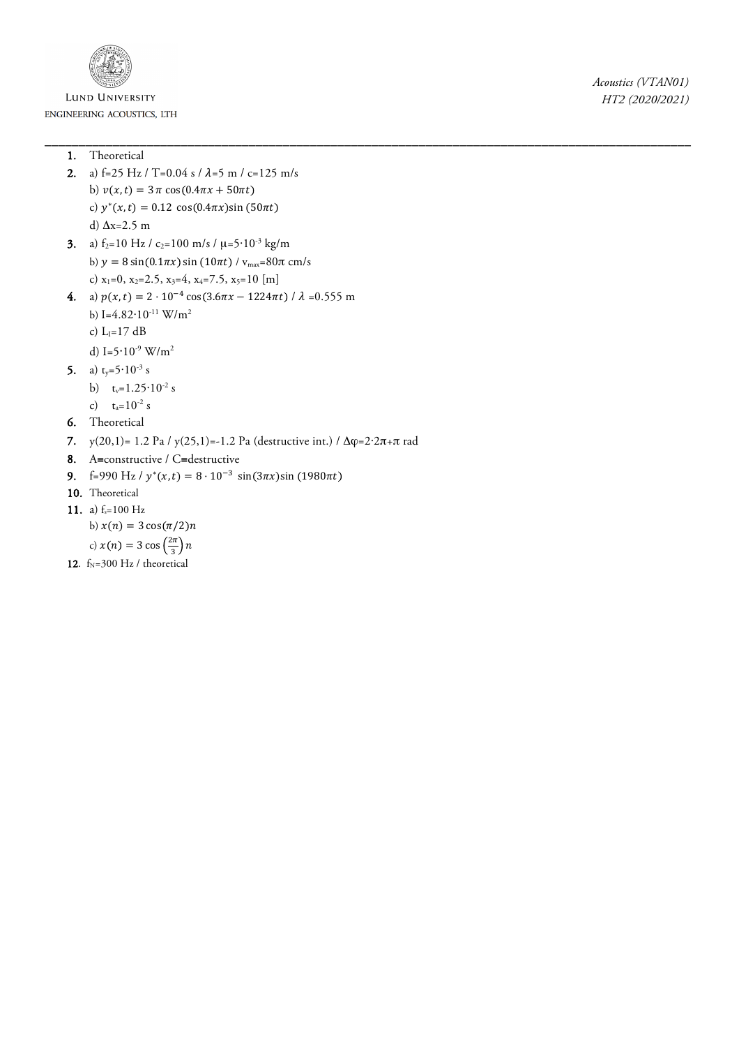1. Theoretical
2. a) $f=25$ Hz / $T=0.04$ s / $\lambda=5$ m / $c=125$ m/s

   b) $v(x,t) = 3\pi\cos(0.4\pi x + 50\pi t)$

   c) $y^*(x,t) = 0.12\cos(0.4\pi x)\sin(50\pi t)$

   d) $\Delta x=2.5$ m
3. a) $f_2=10$ Hz / $c_2=100$ m/s / $\mu=5\cdot10^{-3}$ kg/m

   b) $y = 8\sin(0.1\pi x)\sin(10\pi t)$ / $v_{max}=80\pi$ cm/s

   c) $x_1=0$, $x_2=2.5$, $x_3=4$, $x_4=7.5$, $x_5=10$ [m]
4. a) $p(x,t) = 2\cdot10^{-4}\cos(3.6\pi x - 1224\pi t)$ / $\lambda=0.555$ m

   b) $I=4.82\cdot10^{-11}$ W/m$^2$

   c) $L_I=17$ dB

   d) $I=5\cdot10^{-9}$ W/m$^2$
5. a) $t_y=5\cdot10^{-3}$ s

   b) $t_v=1.25\cdot10^{-2}$ s

   c) $t_a=10^{-2}$ s
6. Theoretical
7. $y(20,1)= 1.2$ Pa / $y(25,1)=-1.2$ Pa (destructive int.) / $\Delta\varphi=2\cdot2\pi+\pi$ rad
8. A≡constructive / C≡destructive
9. $f=990$ Hz / $y^*(x,t) = 8\cdot10^{-3}\sin(3\pi x)\sin(1980\pi t)$
10. Theoretical
11. a) $f_s=100$ Hz

    b) $x(n) = 3\cos(\pi/2)n$

    c) $x(n) = 3\cos\left(\frac{2\pi}{3}\right)n$
12. $f_N=300$ Hz / theoretical